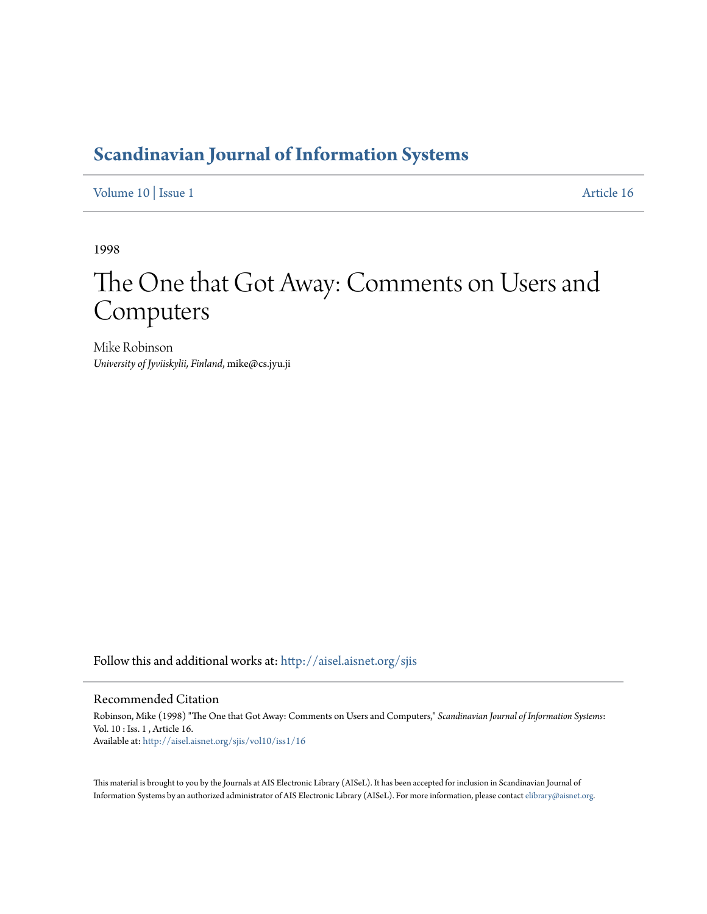# Scandinavian Journal of Information Systems

Volume 10 | Issue 1 Article 16

1998

# The One that Got Away: Comments on Users and Computers

Mike Robinson
*University of Jyviiskylii, Finland*, mike@cs.jyu.ji

Follow this and additional works at: http://aisel.aisnet.org/sjis

## Recommended Citation

Robinson, Mike (1998) "The One that Got Away: Comments on Users and Computers," *Scandinavian Journal of Information Systems*: Vol. 10 : Iss. 1 , Article 16.
Available at: http://aisel.aisnet.org/sjis/vol10/iss1/16

This material is brought to you by the Journals at AIS Electronic Library (AISeL). It has been accepted for inclusion in Scandinavian Journal of Information Systems by an authorized administrator of AIS Electronic Library (AISeL). For more information, please contact elibrary@aisnet.org.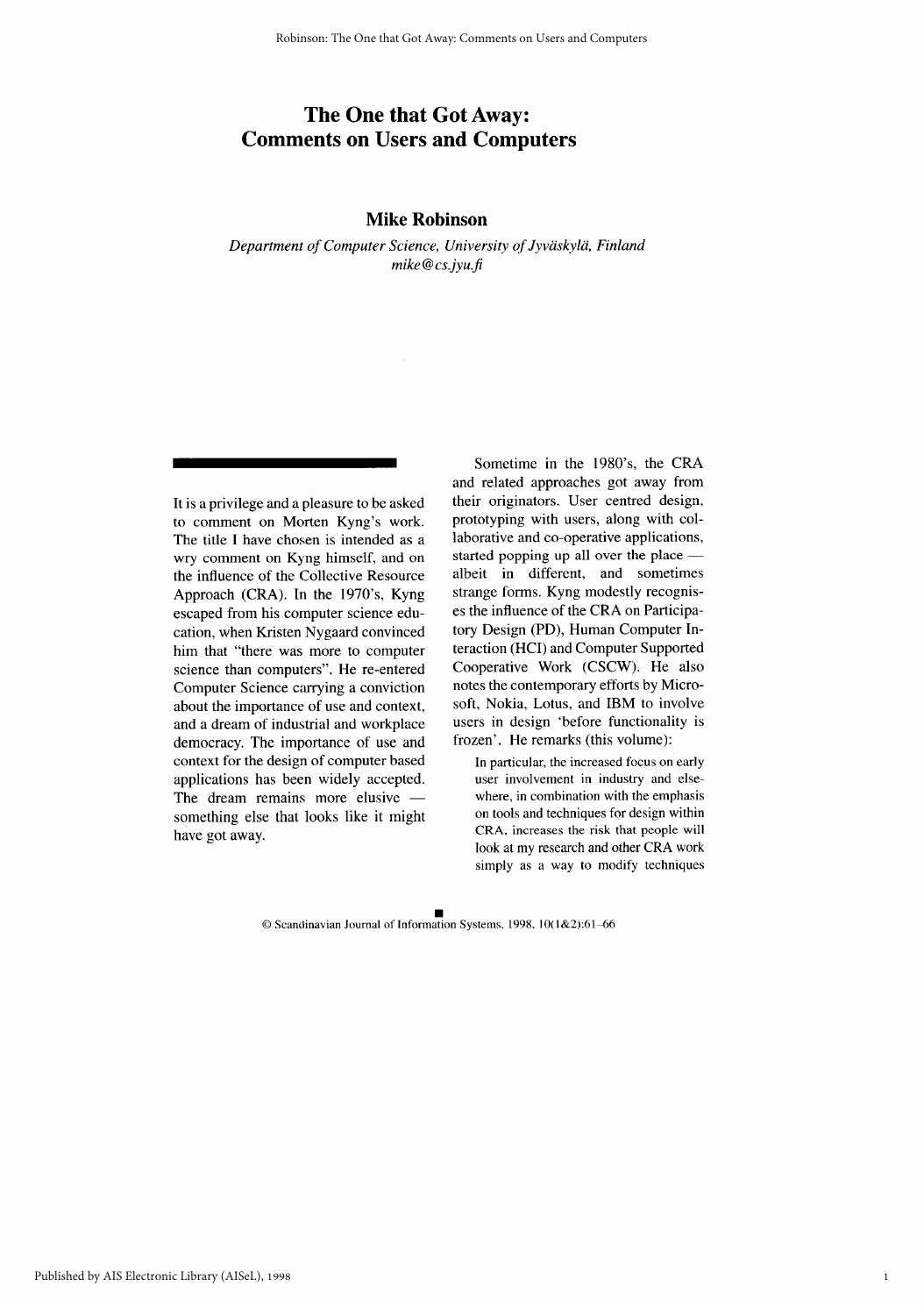# The One that Got Away: Comments on Users and Computers

## Mike Robinson

*Department of Computer Science, University of Jyväskylä, Finland*
*mike@cs.jyu.fi*

It is a privilege and a pleasure to be asked to comment on Morten Kyng's work. The title I have chosen is intended as a wry comment on Kyng himself, and on the influence of the Collective Resource Approach (CRA). In the 1970's, Kyng escaped from his computer science education, when Kristen Nygaard convinced him that "there was more to computer science than computers". He re-entered Computer Science carrying a conviction about the importance of use and context, and a dream of industrial and workplace democracy. The importance of use and context for the design of computer based applications has been widely accepted. The dream remains more elusive — something else that looks like it might have got away.

Sometime in the 1980's, the CRA and related approaches got away from their originators. User centred design, prototyping with users, along with collaborative and co-operative applications, started popping up all over the place — albeit in different, and sometimes strange forms. Kyng modestly recognises the influence of the CRA on Participatory Design (PD), Human Computer Interaction (HCI) and Computer Supported Cooperative Work (CSCW). He also notes the contemporary efforts by Microsoft, Nokia, Lotus, and IBM to involve users in design 'before functionality is frozen'. He remarks (this volume):

> In particular, the increased focus on early user involvement in industry and elsewhere, in combination with the emphasis on tools and techniques for design within CRA, increases the risk that people will look at my research and other CRA work simply as a way to modify techniques

© Scandinavian Journal of Information Systems, 1998, 10(1&2):61–66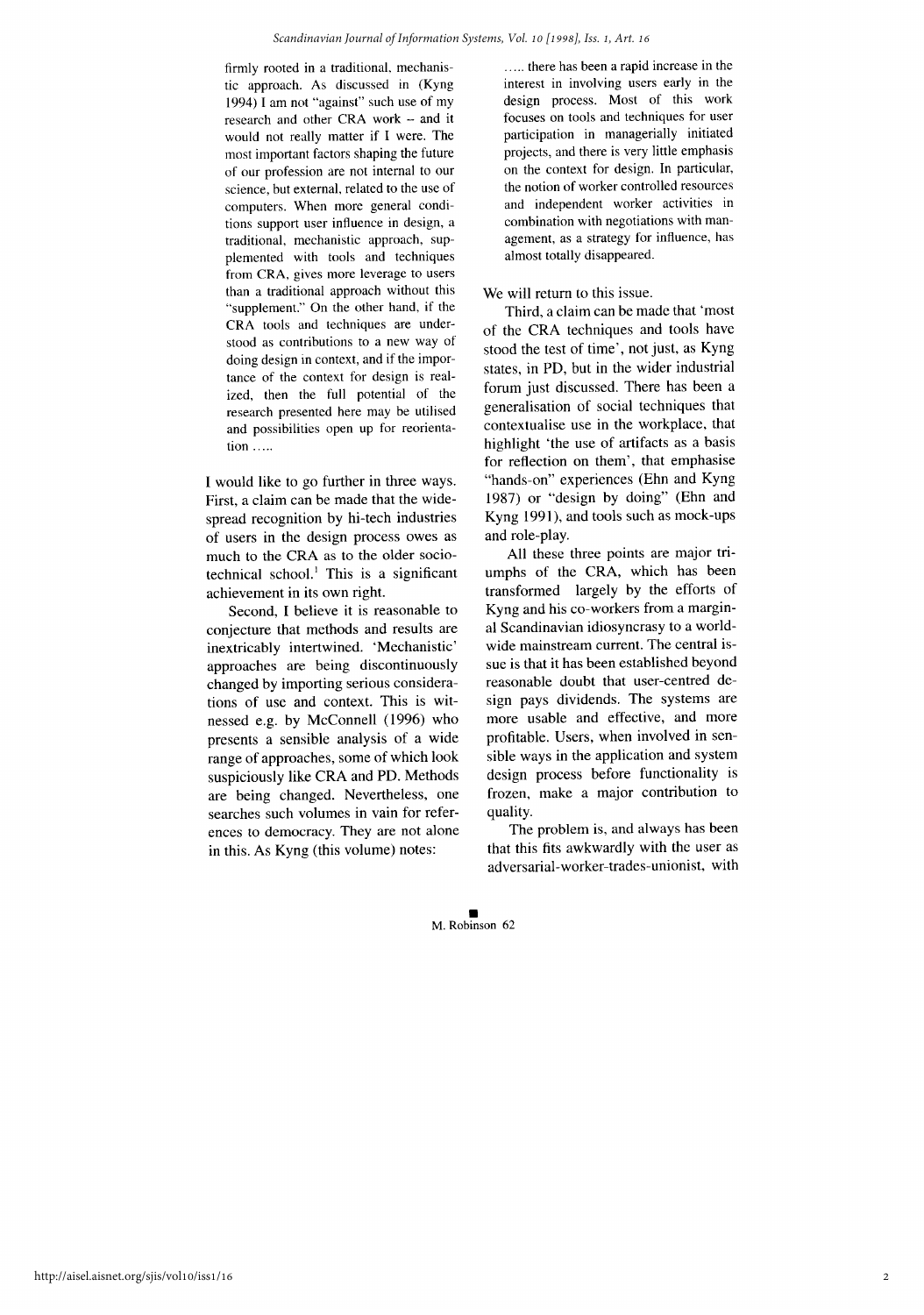> firmly rooted in a traditional, mechanistic approach. As discussed in (Kyng 1994) I am not "against" such use of my research and other CRA work -- and it would not really matter if I were. The most important factors shaping the future of our profession are not internal to our science, but external, related to the use of computers. When more general conditions support user influence in design, a traditional, mechanistic approach, supplemented with tools and techniques from CRA, gives more leverage to users than a traditional approach without this "supplement." On the other hand, if the CRA tools and techniques are understood as contributions to a new way of doing design in context, and if the importance of the context for design is realized, then the full potential of the research presented here may be utilised and possibilities open up for reorientation .....

I would like to go further in three ways. First, a claim can be made that the widespread recognition by hi-tech industries of users in the design process owes as much to the CRA as to the older socio-technical school.[1] This is a significant achievement in its own right.

Second, I believe it is reasonable to conjecture that methods and results are inextricably intertwined. 'Mechanistic' approaches are being discontinuously changed by importing serious considerations of use and context. This is witnessed e.g. by McConnell (1996) who presents a sensible analysis of a wide range of approaches, some of which look suspiciously like CRA and PD. Methods are being changed. Nevertheless, one searches such volumes in vain for references to democracy. They are not alone in this. As Kyng (this volume) notes:

> ..... there has been a rapid increase in the interest in involving users early in the design process. Most of this work focuses on tools and techniques for user participation in managerially initiated projects, and there is very little emphasis on the context for design. In particular, the notion of worker controlled resources and independent worker activities in combination with negotiations with management, as a strategy for influence, has almost totally disappeared.

We will return to this issue.

Third, a claim can be made that 'most of the CRA techniques and tools have stood the test of time', not just, as Kyng states, in PD, but in the wider industrial forum just discussed. There has been a generalisation of social techniques that contextualise use in the workplace, that highlight 'the use of artifacts as a basis for reflection on them', that emphasise "hands-on" experiences (Ehn and Kyng 1987) or "design by doing" (Ehn and Kyng 1991), and tools such as mock-ups and role-play.

All these three points are major triumphs of the CRA, which has been transformed largely by the efforts of Kyng and his co-workers from a marginal Scandinavian idiosyncrasy to a worldwide mainstream current. The central issue is that it has been established beyond reasonable doubt that user-centred design pays dividends. The systems are more usable and effective, and more profitable. Users, when involved in sensible ways in the application and system design process before functionality is frozen, make a major contribution to quality.

The problem is, and always has been that this fits awkwardly with the user as adversarial-worker-trades-unionist, with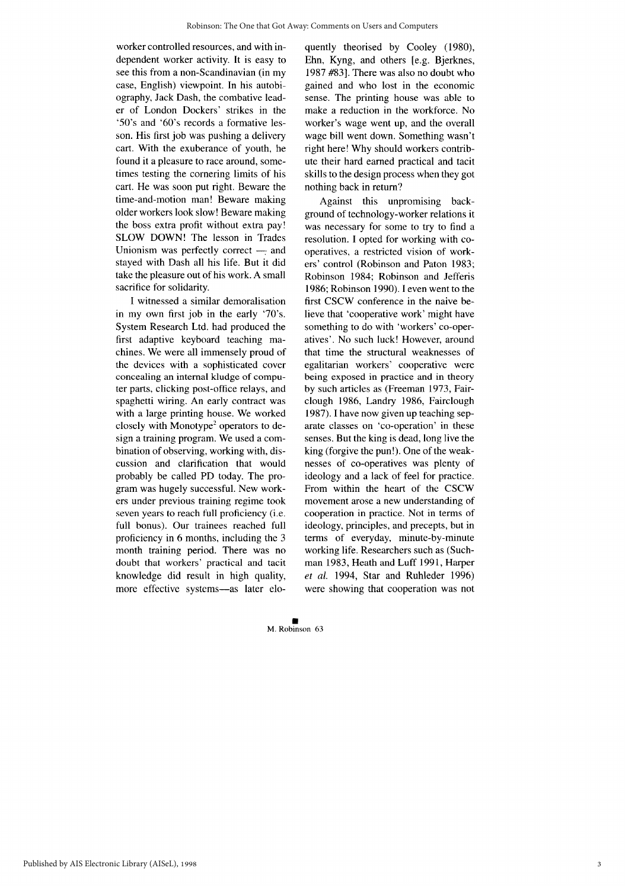worker controlled resources, and with independent worker activity. It is easy to see this from a non-Scandinavian (in my case, English) viewpoint. In his autobiography, Jack Dash, the combative leader of London Dockers' strikes in the '50's and '60's records a formative lesson. His first job was pushing a delivery cart. With the exuberance of youth, he found it a pleasure to race around, sometimes testing the cornering limits of his cart. He was soon put right. Beware the time-and-motion man! Beware making older workers look slow! Beware making the boss extra profit without extra pay! SLOW DOWN! The lesson in Trades Unionism was perfectly correct — and stayed with Dash all his life. But it did take the pleasure out of his work. A small sacrifice for solidarity.

I witnessed a similar demoralisation in my own first job in the early '70's. System Research Ltd. had produced the first adaptive keyboard teaching machines. We were all immensely proud of the devices with a sophisticated cover concealing an internal kludge of computer parts, clicking post-office relays, and spaghetti wiring. An early contract was with a large printing house. We worked closely with Monotype[2] operators to design a training program. We used a combination of observing, working with, discussion and clarification that would probably be called PD today. The program was hugely successful. New workers under previous training regime took seven years to reach full proficiency (i.e. full bonus). Our trainees reached full proficiency in 6 months, including the 3 month training period. There was no doubt that workers' practical and tacit knowledge did result in high quality, more effective systems—as later eloquently theorised by Cooley (1980), Ehn, Kyng, and others [e.g. Bjerknes, 1987 #83]. There was also no doubt who gained and who lost in the economic sense. The printing house was able to make a reduction in the workforce. No worker's wage went up, and the overall wage bill went down. Something wasn't right here! Why should workers contribute their hard earned practical and tacit skills to the design process when they got nothing back in return?

Against this unpromising background of technology-worker relations it was necessary for some to try to find a resolution. I opted for working with co-operatives, a restricted vision of workers' control (Robinson and Paton 1983; Robinson 1984; Robinson and Jefferis 1986; Robinson 1990). I even went to the first CSCW conference in the naive believe that 'cooperative work' might have something to do with 'workers' co-operatives'. No such luck! However, around that time the structural weaknesses of egalitarian workers' cooperative were being exposed in practice and in theory by such articles as (Freeman 1973, Fairclough 1986, Landry 1986, Fairclough 1987). I have now given up teaching separate classes on 'co-operation' in these senses. But the king is dead, long live the king (forgive the pun!). One of the weaknesses of co-operatives was plenty of ideology and a lack of feel for practice. From within the heart of the CSCW movement arose a new understanding of cooperation in practice. Not in terms of ideology, principles, and precepts, but in terms of everyday, minute-by-minute working life. Researchers such as (Suchman 1983, Heath and Luff 1991, Harper *et al.* 1994, Star and Ruhleder 1996) were showing that cooperation was not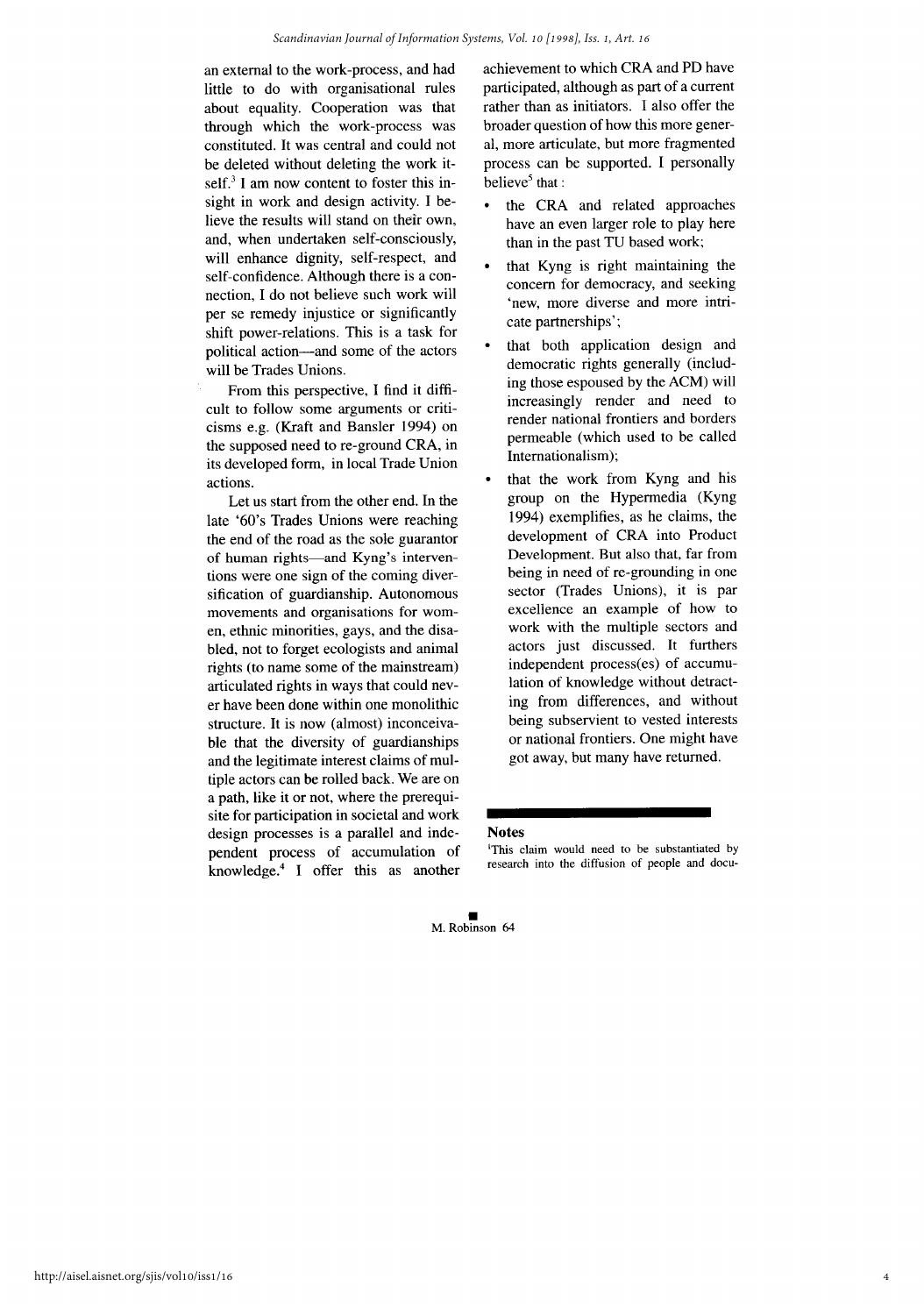an external to the work-process, and had little to do with organisational rules about equality. Cooperation was that through which the work-process was constituted. It was central and could not be deleted without deleting the work itself.[3] I am now content to foster this insight in work and design activity. I believe the results will stand on their own, and, when undertaken self-consciously, will enhance dignity, self-respect, and self-confidence. Although there is a connection, I do not believe such work will per se remedy injustice or significantly shift power-relations. This is a task for political action—and some of the actors will be Trades Unions.

From this perspective, I find it difficult to follow some arguments or criticisms e.g. (Kraft and Bansler 1994) on the supposed need to re-ground CRA, in its developed form, in local Trade Union actions.

Let us start from the other end. In the late '60's Trades Unions were reaching the end of the road as the sole guarantor of human rights—and Kyng's interventions were one sign of the coming diversification of guardianship. Autonomous movements and organisations for women, ethnic minorities, gays, and the disabled, not to forget ecologists and animal rights (to name some of the mainstream) articulated rights in ways that could never have been done within one monolithic structure. It is now (almost) inconceivable that the diversity of guardianships and the legitimate interest claims of multiple actors can be rolled back. We are on a path, like it or not, where the prerequisite for participation in societal and work design processes is a parallel and independent process of accumulation of knowledge.[4] I offer this as another achievement to which CRA and PD have participated, although as part of a current rather than as initiators. I also offer the broader question of how this more general, more articulate, but more fragmented process can be supported. I personally believe[5] that :

- the CRA and related approaches have an even larger role to play here than in the past TU based work;
- that Kyng is right maintaining the concern for democracy, and seeking 'new, more diverse and more intricate partnerships';
- that both application design and democratic rights generally (including those espoused by the ACM) will increasingly render and need to render national frontiers and borders permeable (which used to be called Internationalism);
- that the work from Kyng and his group on the Hypermedia (Kyng 1994) exemplifies, as he claims, the development of CRA into Product Development. But also that, far from being in need of re-grounding in one sector (Trades Unions), it is par excellence an example of how to work with the multiple sectors and actors just discussed. It furthers independent process(es) of accumulation of knowledge without detracting from differences, and without being subservient to vested interests or national frontiers. One might have got away, but many have returned.

## Notes

[1]This claim would need to be substantiated by research into the diffusion of people and docu-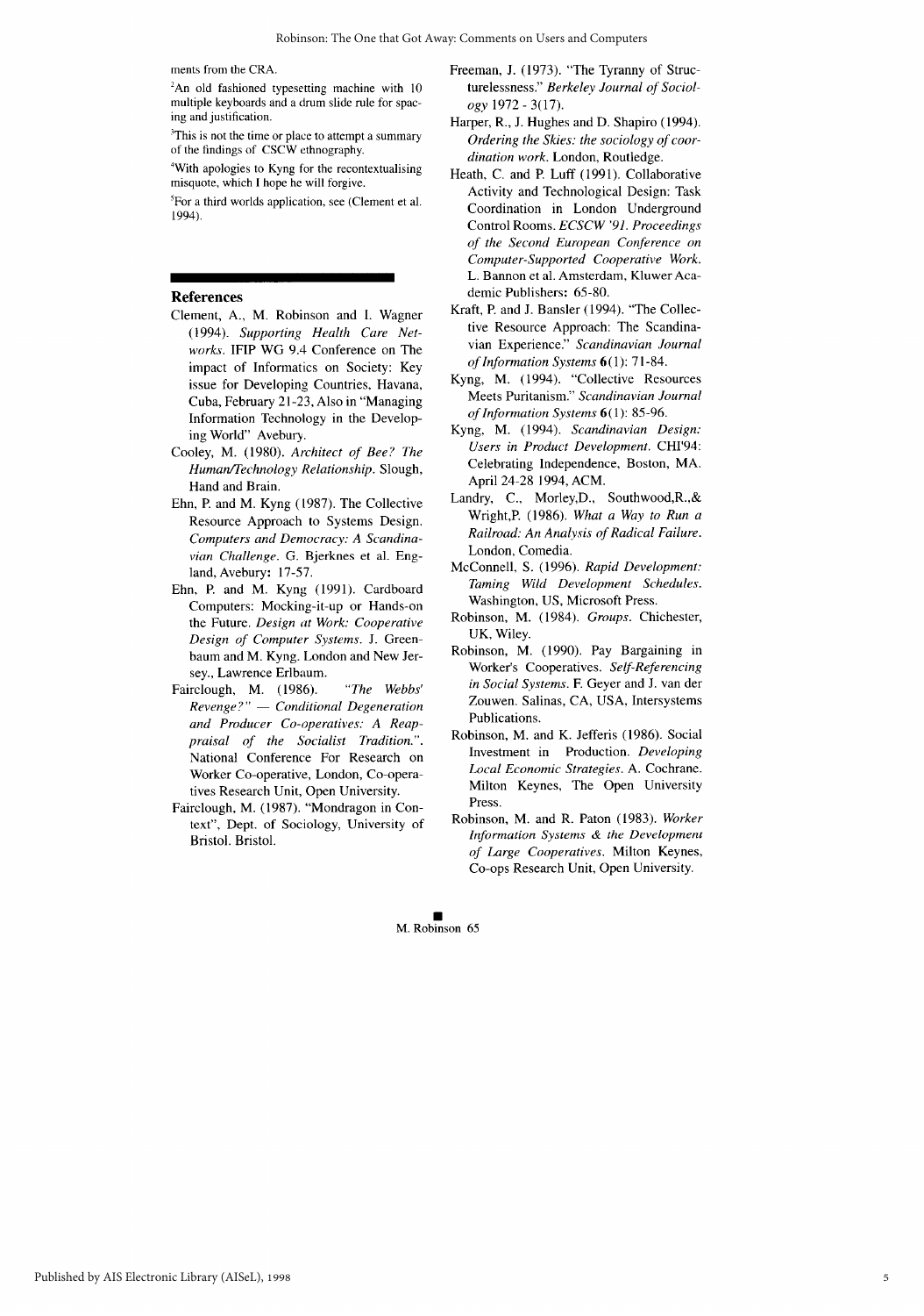ments from the CRA.

[2]An old fashioned typesetting machine with 10 multiple keyboards and a drum slide rule for spacing and justification.

[3]This is not the time or place to attempt a summary of the findings of CSCW ethnography.

[4]With apologies to Kyng for the recontextualising misquote, which I hope he will forgive.

[5]For a third worlds application, see (Clement et al. 1994).

## References

Clement, A., M. Robinson and I. Wagner (1994). *Supporting Health Care Networks*. IFIP WG 9.4 Conference on The impact of Informatics on Society: Key issue for Developing Countries, Havana, Cuba, February 21-23, Also in "Managing Information Technology in the Developing World" Avebury.

Cooley, M. (1980). *Architect of Bee? The Human/Technology Relationship*. Slough, Hand and Brain.

Ehn, P. and M. Kyng (1987). The Collective Resource Approach to Systems Design. *Computers and Democracy: A Scandinavian Challenge*. G. Bjerknes et al. England, Avebury: 17-57.

Ehn, P. and M. Kyng (1991). Cardboard Computers: Mocking-it-up or Hands-on the Future. *Design at Work: Cooperative Design of Computer Systems*. J. Greenbaum and M. Kyng. London and New Jersey., Lawrence Erlbaum.

Fairclough, M. (1986). *"The Webbs' Revenge?" — Conditional Degeneration and Producer Co-operatives: A Reappraisal of the Socialist Tradition."*. National Conference For Research on Worker Co-operative, London, Co-operatives Research Unit, Open University.

Fairclough, M. (1987). "Mondragon in Context", Dept. of Sociology, University of Bristol. Bristol.

Freeman, J. (1973). "The Tyranny of Structurelessness." *Berkeley Journal of Sociology* 1972 - 3(17).

Harper, R., J. Hughes and D. Shapiro (1994). *Ordering the Skies: the sociology of coordination work*. London, Routledge.

Heath, C. and P. Luff (1991). Collaborative Activity and Technological Design: Task Coordination in London Underground Control Rooms. *ECSCW '91. Proceedings of the Second European Conference on Computer-Supported Cooperative Work*. L. Bannon et al. Amsterdam, Kluwer Academic Publishers: 65-80.

Kraft, P. and J. Bansler (1994). "The Collective Resource Approach: The Scandinavian Experience." *Scandinavian Journal of Information Systems* **6**(1): 71-84.

Kyng, M. (1994). "Collective Resources Meets Puritanism." *Scandinavian Journal of Information Systems* **6**(1): 85-96.

Kyng, M. (1994). *Scandinavian Design: Users in Product Development*. CHI'94: Celebrating Independence, Boston, MA. April 24-28 1994, ACM.

Landry, C., Morley,D., Southwood,R.,& Wright,P. (1986). *What a Way to Run a Railroad: An Analysis of Radical Failure*. London, Comedia.

McConnell, S. (1996). *Rapid Development: Taming Wild Development Schedules*. Washington, US, Microsoft Press.

Robinson, M. (1984). *Groups*. Chichester, UK, Wiley.

Robinson, M. (1990). Pay Bargaining in Worker's Cooperatives. *Self-Referencing in Social Systems*. F. Geyer and J. van der Zouwen. Salinas, CA, USA, Intersystems Publications.

Robinson, M. and K. Jefferis (1986). Social Investment in Production. *Developing Local Economic Strategies*. A. Cochrane. Milton Keynes, The Open University Press.

Robinson, M. and R. Paton (1983). *Worker Information Systems & the Development of Large Cooperatives*. Milton Keynes, Co-ops Research Unit, Open University.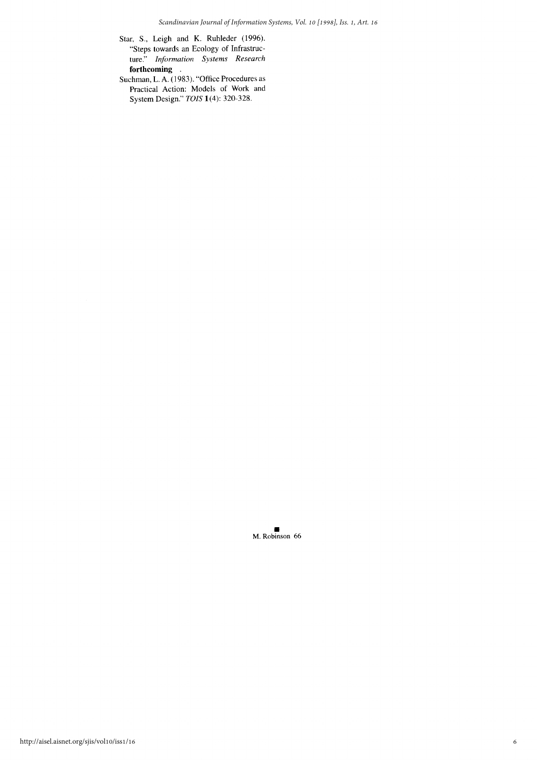Star, S., Leigh and K. Ruhleder (1996). "Steps towards an Ecology of Infrastructure." *Information Systems Research* **forthcoming** .

Suchman, L. A. (1983). "Office Procedures as Practical Action: Models of Work and System Design." *TOIS* **1**(4): 320-328.